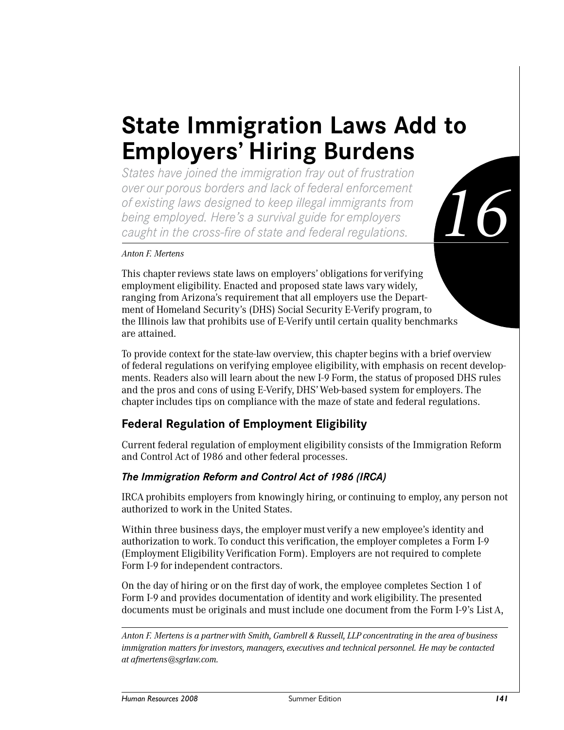# State Immigration Laws Add to Employers' Hiring Burdens

*States have joined the immigration fray out of frustration over our porous borders and lack of federal enforcement of existing laws designed to keep illegal immigrants from being employed. Here's a survival guide for employers caught in the cross-fire of state and federal regulations.*

16

*Anton F. Mertens*

This chapter reviews state laws on employers' obligations for verifying employment eligibility. Enacted and proposed state laws vary widely, ranging from Arizona's requirement that all employers use the Department of Homeland Security's (DHS) Social Security E-Verify program, to the Illinois law that prohibits use of E-Verify until certain quality benchmarks are attained.

To provide context for the state-law overview, this chapter begins with a brief overview of federal regulations on verifying employee eligibility, with emphasis on recent developments. Readers also will learn about the new I-9 Form, the status of proposed DHS rules and the pros and cons of using E-Verify, DHS' Web-based system for employers. The chapter includes tips on compliance with the maze of state and federal regulations.

## Federal Regulation of Employment Eligibility

Current federal regulation of employment eligibility consists of the Immigration Reform and Control Act of 1986 and other federal processes.

### *The Immigration Reform and Control Act of 1986 (IRCA)*

IRCA prohibits employers from knowingly hiring, or continuing to employ, any person not authorized to work in the United States.

Within three business days, the employer must verify a new employee's identity and authorization to work. To conduct this verification, the employer completes a Form I-9 (Employment Eligibility Verification Form). Employers are not required to complete Form I-9 for independent contractors.

On the day of hiring or on the first day of work, the employee completes Section 1 of Form I-9 and provides documentation of identity and work eligibility. The presented documents must be originals and must include one document from the Form I-9's List A,

---

*Anton F. Mertens is a partner with Smith, Gambrell & Russell, LLP concentrating in the area of business immigration matters for investors, managers, executives and technical personnel. He may be contacted at afmertens@sgrlaw.com.*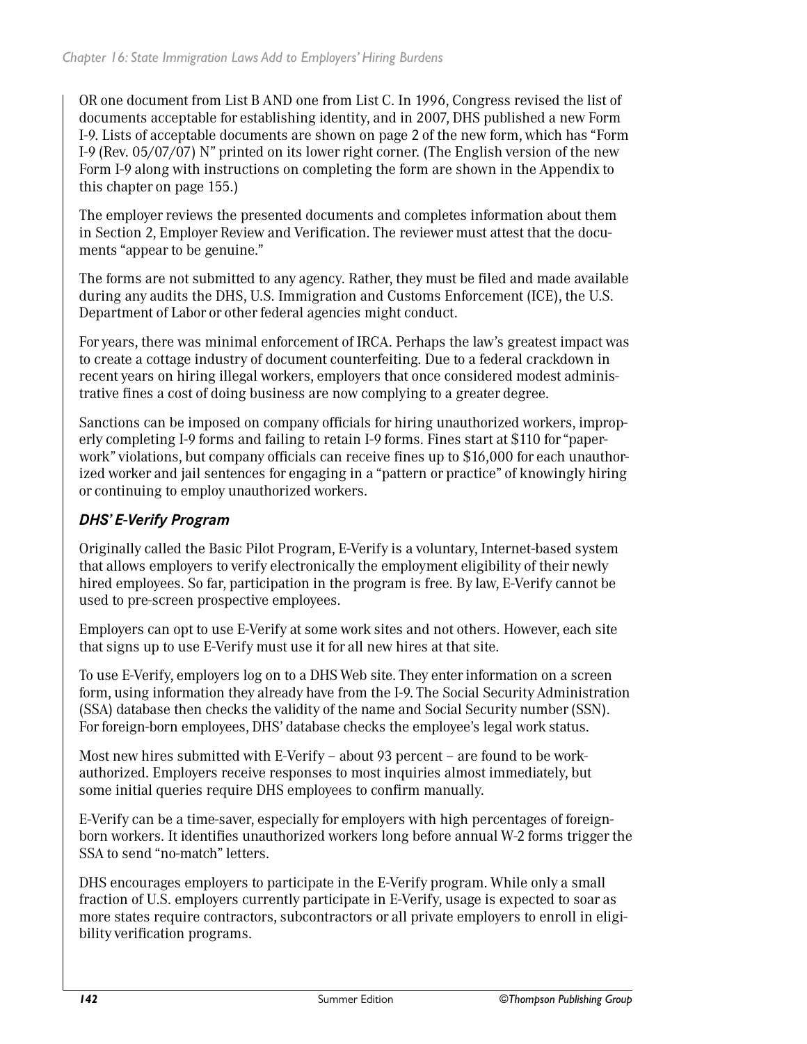OR one document from List B AND one from List C. In 1996, Congress revised the list of documents acceptable for establishing identity, and in 2007, DHS published a new Form I-9. Lists of acceptable documents are shown on page 2 of the new form, which has "Form I-9 (Rev. 05/07/07) N" printed on its lower right corner. (The English version of the new Form I-9 along with instructions on completing the form are shown in the Appendix to this chapter on page 155.)

The employer reviews the presented documents and completes information about them in Section 2, Employer Review and Verification. The reviewer must attest that the documents "appear to be genuine."

The forms are not submitted to any agency. Rather, they must be filed and made available during any audits the DHS, U.S. Immigration and Customs Enforcement (ICE), the U.S. Department of Labor or other federal agencies might conduct.

For years, there was minimal enforcement of IRCA. Perhaps the law's greatest impact was to create a cottage industry of document counterfeiting. Due to a federal crackdown in recent years on hiring illegal workers, employers that once considered modest administrative fines a cost of doing business are now complying to a greater degree.

Sanctions can be imposed on company officials for hiring unauthorized workers, improperly completing I-9 forms and failing to retain I-9 forms. Fines start at $110 for "paperwork" violations, but company officials can receive fines up to $16,000 for each unauthorized worker and jail sentences for engaging in a "pattern or practice" of knowingly hiring or continuing to employ unauthorized workers.

### *DHS' E-Verify Program*

Originally called the Basic Pilot Program, E-Verify is a voluntary, Internet-based system that allows employers to verify electronically the employment eligibility of their newly hired employees. So far, participation in the program is free. By law, E-Verify cannot be used to pre-screen prospective employees.

Employers can opt to use E-Verify at some work sites and not others. However, each site that signs up to use E-Verify must use it for all new hires at that site.

To use E-Verify, employers log on to a DHS Web site. They enter information on a screen form, using information they already have from the I-9. The Social Security Administration (SSA) database then checks the validity of the name and Social Security number (SSN). For foreign-born employees, DHS' database checks the employee's legal work status.

Most new hires submitted with E-Verify – about 93 percent – are found to be work-authorized. Employers receive responses to most inquiries almost immediately, but some initial queries require DHS employees to confirm manually.

E-Verify can be a time-saver, especially for employers with high percentages of foreign-born workers. It identifies unauthorized workers long before annual W-2 forms trigger the SSA to send "no-match" letters.

DHS encourages employers to participate in the E-Verify program. While only a small fraction of U.S. employers currently participate in E-Verify, usage is expected to soar as more states require contractors, subcontractors or all private employers to enroll in eligibility verification programs.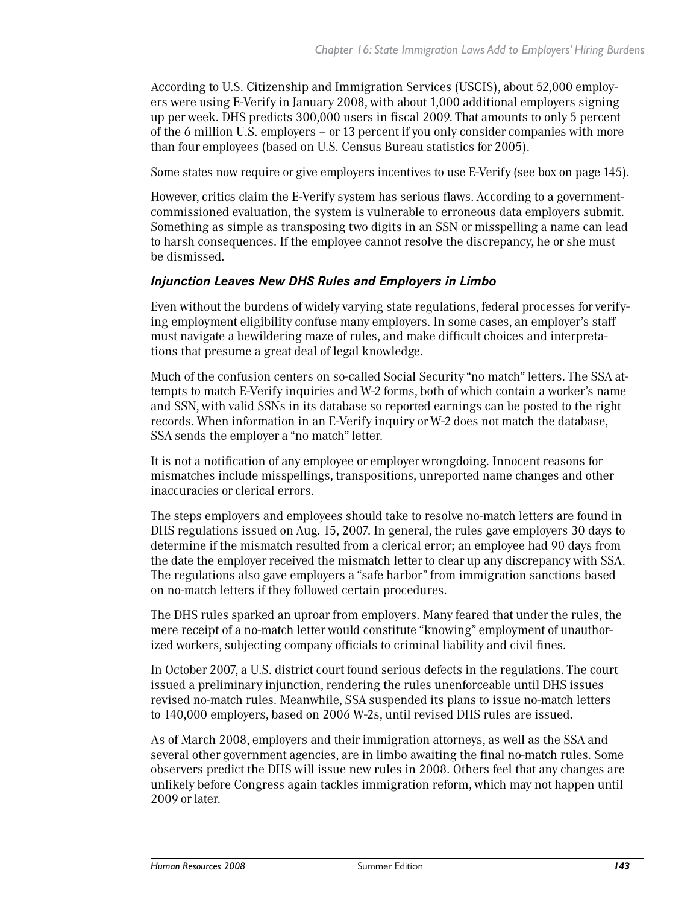According to U.S. Citizenship and Immigration Services (USCIS), about 52,000 employers were using E-Verify in January 2008, with about 1,000 additional employers signing up per week. DHS predicts 300,000 users in fiscal 2009. That amounts to only 5 percent of the 6 million U.S. employers – or 13 percent if you only consider companies with more than four employees (based on U.S. Census Bureau statistics for 2005).

Some states now require or give employers incentives to use E-Verify (see box on page 145).

However, critics claim the E-Verify system has serious flaws. According to a government-commissioned evaluation, the system is vulnerable to erroneous data employers submit. Something as simple as transposing two digits in an SSN or misspelling a name can lead to harsh consequences. If the employee cannot resolve the discrepancy, he or she must be dismissed.

### *Injunction Leaves New DHS Rules and Employers in Limbo*

Even without the burdens of widely varying state regulations, federal processes for verifying employment eligibility confuse many employers. In some cases, an employer's staff must navigate a bewildering maze of rules, and make difficult choices and interpretations that presume a great deal of legal knowledge.

Much of the confusion centers on so-called Social Security "no match" letters. The SSA attempts to match E-Verify inquiries and W-2 forms, both of which contain a worker's name and SSN, with valid SSNs in its database so reported earnings can be posted to the right records. When information in an E-Verify inquiry or W-2 does not match the database, SSA sends the employer a "no match" letter.

It is not a notification of any employee or employer wrongdoing. Innocent reasons for mismatches include misspellings, transpositions, unreported name changes and other inaccuracies or clerical errors.

The steps employers and employees should take to resolve no-match letters are found in DHS regulations issued on Aug. 15, 2007. In general, the rules gave employers 30 days to determine if the mismatch resulted from a clerical error; an employee had 90 days from the date the employer received the mismatch letter to clear up any discrepancy with SSA. The regulations also gave employers a "safe harbor" from immigration sanctions based on no-match letters if they followed certain procedures.

The DHS rules sparked an uproar from employers. Many feared that under the rules, the mere receipt of a no-match letter would constitute "knowing" employment of unauthorized workers, subjecting company officials to criminal liability and civil fines.

In October 2007, a U.S. district court found serious defects in the regulations. The court issued a preliminary injunction, rendering the rules unenforceable until DHS issues revised no-match rules. Meanwhile, SSA suspended its plans to issue no-match letters to 140,000 employers, based on 2006 W-2s, until revised DHS rules are issued.

As of March 2008, employers and their immigration attorneys, as well as the SSA and several other government agencies, are in limbo awaiting the final no-match rules. Some observers predict the DHS will issue new rules in 2008. Others feel that any changes are unlikely before Congress again tackles immigration reform, which may not happen until 2009 or later.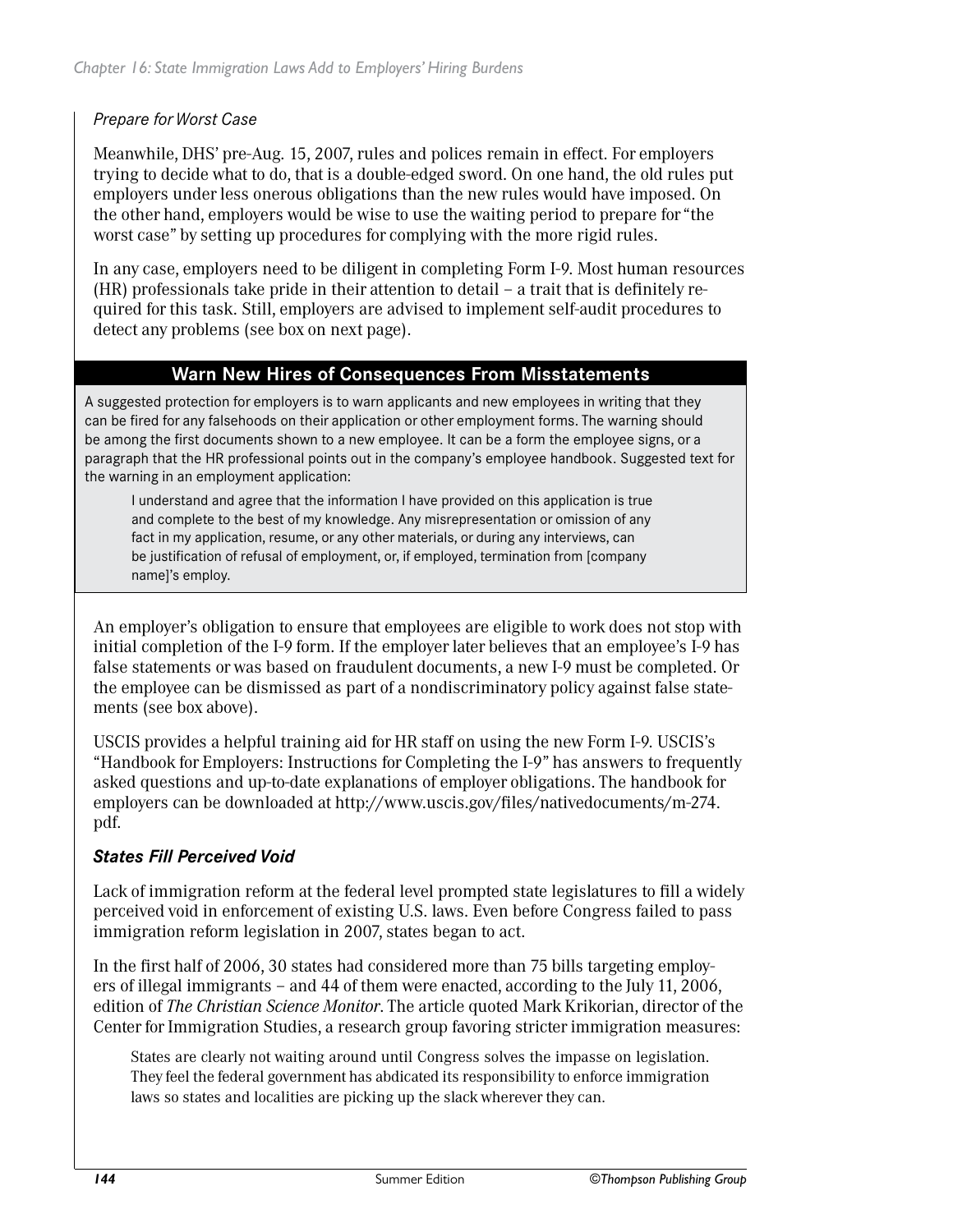*Prepare for Worst Case*

Meanwhile, DHS' pre-Aug. 15, 2007, rules and polices remain in effect. For employers trying to decide what to do, that is a double-edged sword. On one hand, the old rules put employers under less onerous obligations than the new rules would have imposed. On the other hand, employers would be wise to use the waiting period to prepare for "the worst case" by setting up procedures for complying with the more rigid rules.

In any case, employers need to be diligent in completing Form I-9. Most human resources (HR) professionals take pride in their attention to detail – a trait that is definitely required for this task. Still, employers are advised to implement self-audit procedures to detect any problems (see box on next page).

### Warn New Hires of Consequences From Misstatements

A suggested protection for employers is to warn applicants and new employees in writing that they can be fired for any falsehoods on their application or other employment forms. The warning should be among the first documents shown to a new employee. It can be a form the employee signs, or a paragraph that the HR professional points out in the company's employee handbook. Suggested text for the warning in an employment application:

> I understand and agree that the information I have provided on this application is true and complete to the best of my knowledge. Any misrepresentation or omission of any fact in my application, resume, or any other materials, or during any interviews, can be justification of refusal of employment, or, if employed, termination from [company name]'s employ.

An employer's obligation to ensure that employees are eligible to work does not stop with initial completion of the I-9 form. If the employer later believes that an employee's I-9 has false statements or was based on fraudulent documents, a new I-9 must be completed. Or the employee can be dismissed as part of a nondiscriminatory policy against false statements (see box above).

USCIS provides a helpful training aid for HR staff on using the new Form I-9. USCIS's "Handbook for Employers: Instructions for Completing the I-9" has answers to frequently asked questions and up-to-date explanations of employer obligations. The handbook for employers can be downloaded at http://www.uscis.gov/files/nativedocuments/m-274.pdf.

***States Fill Perceived Void***

Lack of immigration reform at the federal level prompted state legislatures to fill a widely perceived void in enforcement of existing U.S. laws. Even before Congress failed to pass immigration reform legislation in 2007, states began to act.

In the first half of 2006, 30 states had considered more than 75 bills targeting employers of illegal immigrants – and 44 of them were enacted, according to the July 11, 2006, edition of *The Christian Science Monitor*. The article quoted Mark Krikorian, director of the Center for Immigration Studies, a research group favoring stricter immigration measures:

> States are clearly not waiting around until Congress solves the impasse on legislation. They feel the federal government has abdicated its responsibility to enforce immigration laws so states and localities are picking up the slack wherever they can.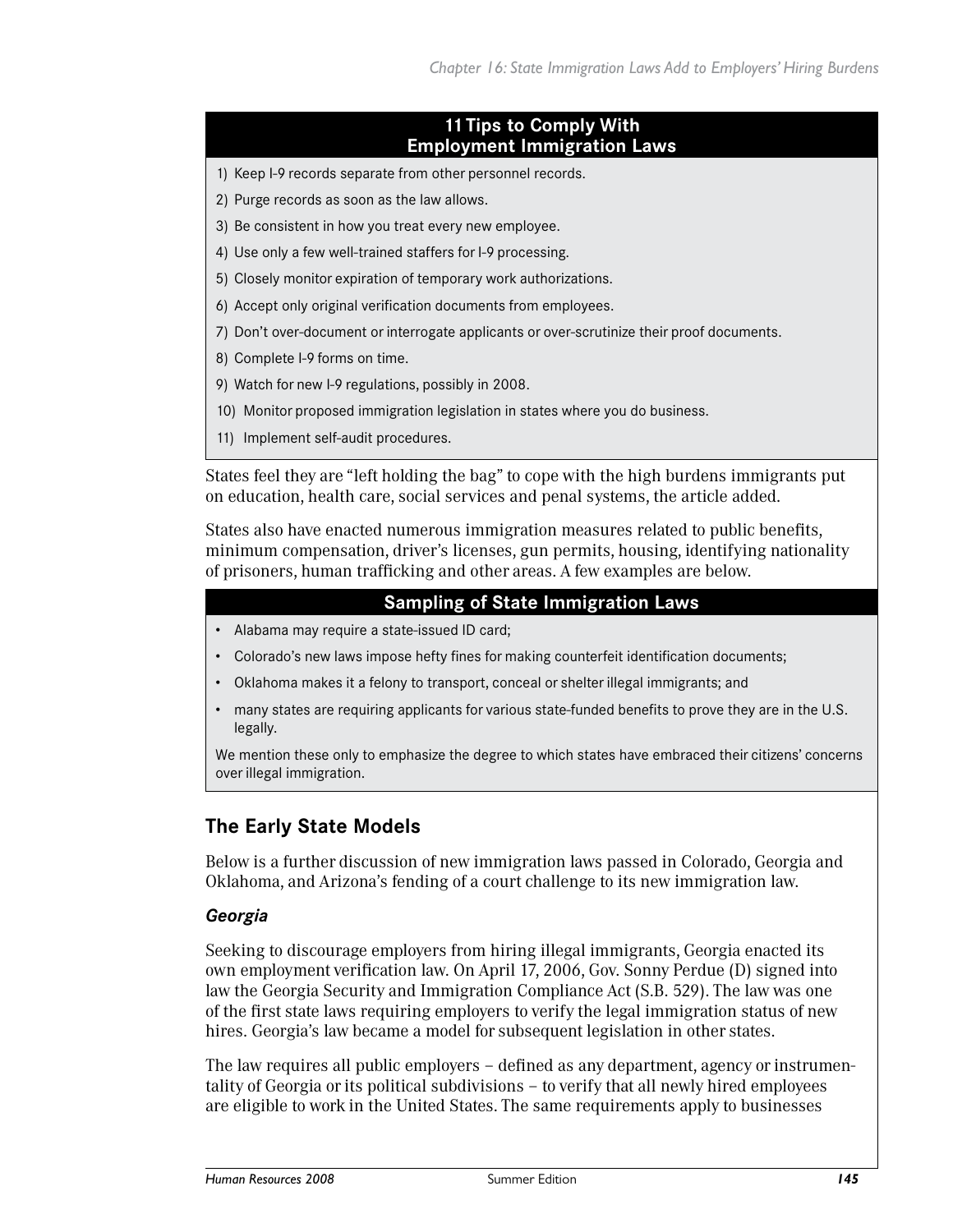**11 Tips to Comply With Employment Immigration Laws**

1) Keep I-9 records separate from other personnel records.
2) Purge records as soon as the law allows.
3) Be consistent in how you treat every new employee.
4) Use only a few well-trained staffers for I-9 processing.
5) Closely monitor expiration of temporary work authorizations.
6) Accept only original verification documents from employees.
7) Don't over-document or interrogate applicants or over-scrutinize their proof documents.
8) Complete I-9 forms on time.
9) Watch for new I-9 regulations, possibly in 2008.
10) Monitor proposed immigration legislation in states where you do business.
11) Implement self-audit procedures.

States feel they are "left holding the bag" to cope with the high burdens immigrants put on education, health care, social services and penal systems, the article added.

States also have enacted numerous immigration measures related to public benefits, minimum compensation, driver's licenses, gun permits, housing, identifying nationality of prisoners, human trafficking and other areas. A few examples are below.

**Sampling of State Immigration Laws**

- Alabama may require a state-issued ID card;
- Colorado's new laws impose hefty fines for making counterfeit identification documents;
- Oklahoma makes it a felony to transport, conceal or shelter illegal immigrants; and
- many states are requiring applicants for various state-funded benefits to prove they are in the U.S. legally.

We mention these only to emphasize the degree to which states have embraced their citizens' concerns over illegal immigration.

## The Early State Models

Below is a further discussion of new immigration laws passed in Colorado, Georgia and Oklahoma, and Arizona's fending of a court challenge to its new immigration law.

### *Georgia*

Seeking to discourage employers from hiring illegal immigrants, Georgia enacted its own employment verification law. On April 17, 2006, Gov. Sonny Perdue (D) signed into law the Georgia Security and Immigration Compliance Act (S.B. 529). The law was one of the first state laws requiring employers to verify the legal immigration status of new hires. Georgia's law became a model for subsequent legislation in other states.

The law requires all public employers – defined as any department, agency or instrumentality of Georgia or its political subdivisions – to verify that all newly hired employees are eligible to work in the United States. The same requirements apply to businesses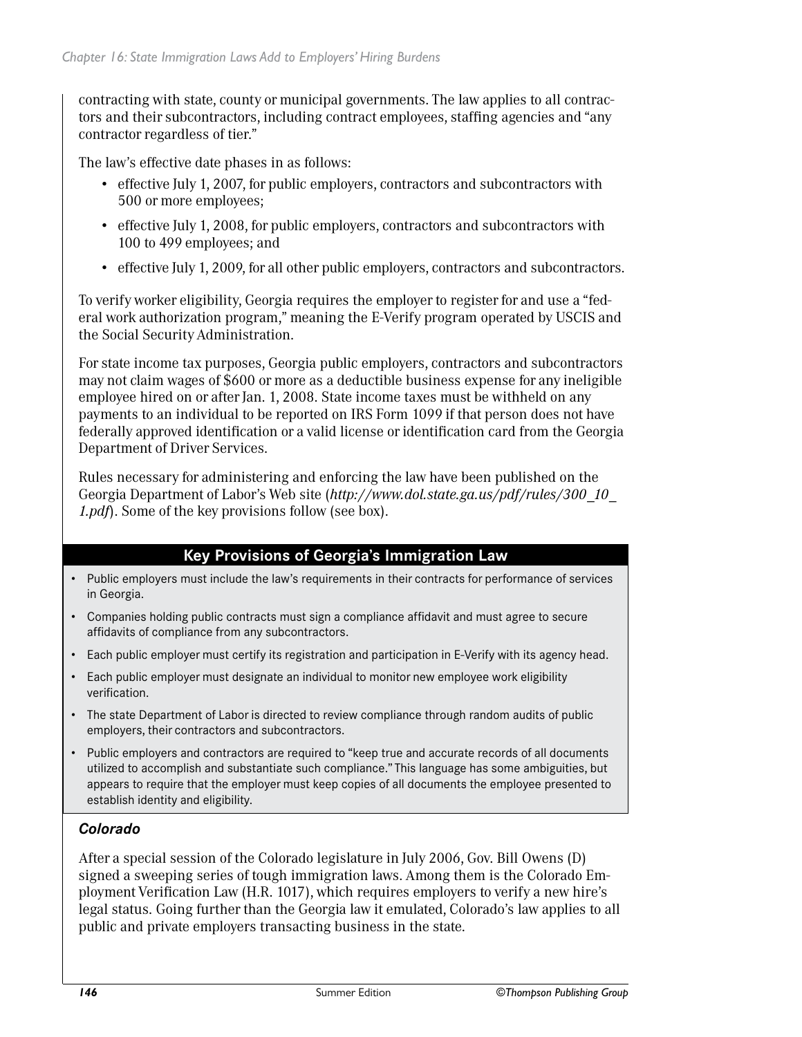contracting with state, county or municipal governments. The law applies to all contractors and their subcontractors, including contract employees, staffing agencies and "any contractor regardless of tier."

The law's effective date phases in as follows:

- effective July 1, 2007, for public employers, contractors and subcontractors with 500 or more employees;
- effective July 1, 2008, for public employers, contractors and subcontractors with 100 to 499 employees; and
- effective July 1, 2009, for all other public employers, contractors and subcontractors.

To verify worker eligibility, Georgia requires the employer to register for and use a "federal work authorization program," meaning the E-Verify program operated by USCIS and the Social Security Administration.

For state income tax purposes, Georgia public employers, contractors and subcontractors may not claim wages of $600 or more as a deductible business expense for any ineligible employee hired on or after Jan. 1, 2008. State income taxes must be withheld on any payments to an individual to be reported on IRS Form 1099 if that person does not have federally approved identification or a valid license or identification card from the Georgia Department of Driver Services.

Rules necessary for administering and enforcing the law have been published on the Georgia Department of Labor's Web site (*http://www.dol.state.ga.us/pdf/rules/300_10_1.pdf*). Some of the key provisions follow (see box).

**Key Provisions of Georgia's Immigration Law**

- Public employers must include the law's requirements in their contracts for performance of services in Georgia.
- Companies holding public contracts must sign a compliance affidavit and must agree to secure affidavits of compliance from any subcontractors.
- Each public employer must certify its registration and participation in E-Verify with its agency head.
- Each public employer must designate an individual to monitor new employee work eligibility verification.
- The state Department of Labor is directed to review compliance through random audits of public employers, their contractors and subcontractors.
- Public employers and contractors are required to "keep true and accurate records of all documents utilized to accomplish and substantiate such compliance." This language has some ambiguities, but appears to require that the employer must keep copies of all documents the employee presented to establish identity and eligibility.

### *Colorado*

After a special session of the Colorado legislature in July 2006, Gov. Bill Owens (D) signed a sweeping series of tough immigration laws. Among them is the Colorado Employment Verification Law (H.R. 1017), which requires employers to verify a new hire's legal status. Going further than the Georgia law it emulated, Colorado's law applies to all public and private employers transacting business in the state.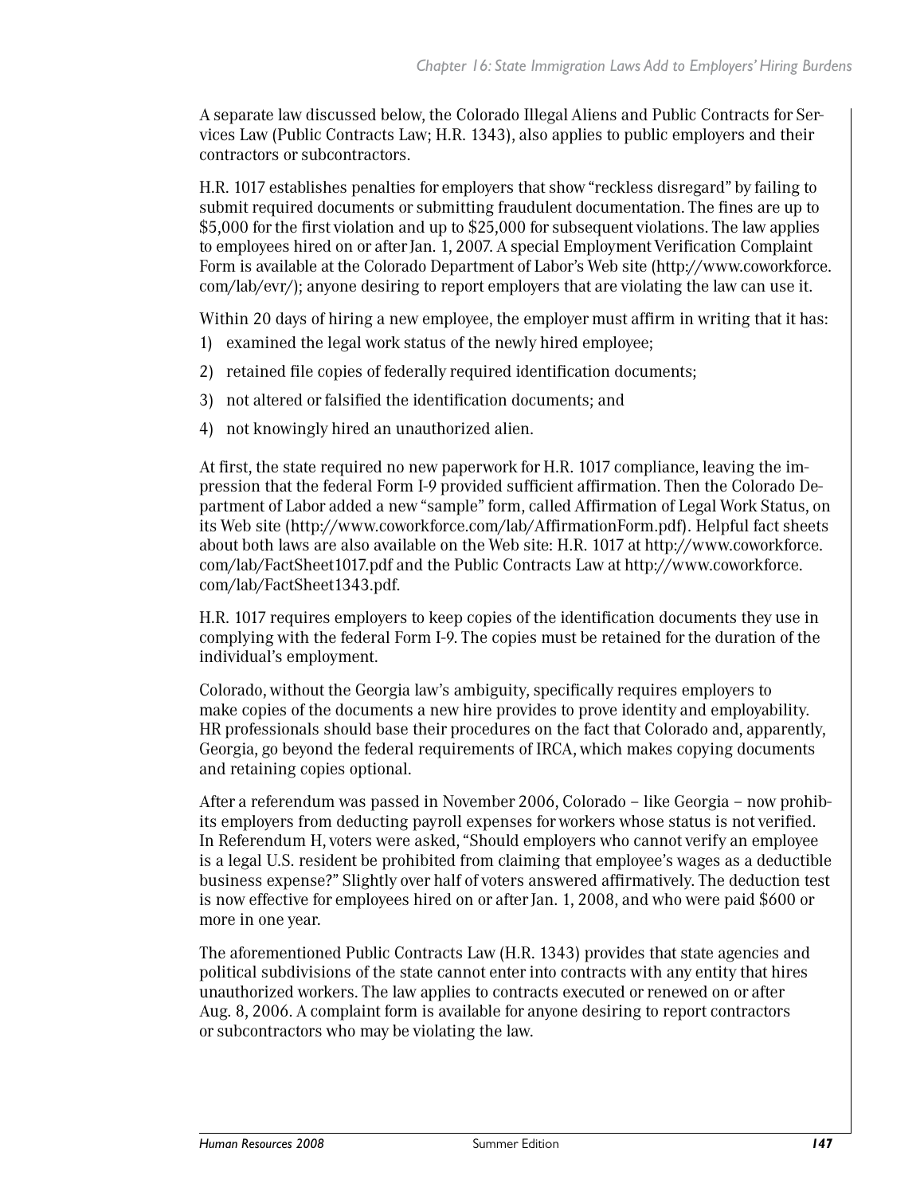A separate law discussed below, the Colorado Illegal Aliens and Public Contracts for Services Law (Public Contracts Law; H.R. 1343), also applies to public employers and their contractors or subcontractors.

H.R. 1017 establishes penalties for employers that show "reckless disregard" by failing to submit required documents or submitting fraudulent documentation. The fines are up to $5,000 for the first violation and up to $25,000 for subsequent violations. The law applies to employees hired on or after Jan. 1, 2007. A special Employment Verification Complaint Form is available at the Colorado Department of Labor's Web site (http://www.coworkforce.com/lab/evr/); anyone desiring to report employers that are violating the law can use it.

Within 20 days of hiring a new employee, the employer must affirm in writing that it has:

1) examined the legal work status of the newly hired employee;
2) retained file copies of federally required identification documents;
3) not altered or falsified the identification documents; and
4) not knowingly hired an unauthorized alien.

At first, the state required no new paperwork for H.R. 1017 compliance, leaving the impression that the federal Form I-9 provided sufficient affirmation. Then the Colorado Department of Labor added a new "sample" form, called Affirmation of Legal Work Status, on its Web site (http://www.coworkforce.com/lab/AffirmationForm.pdf). Helpful fact sheets about both laws are also available on the Web site: H.R. 1017 at http://www.coworkforce.com/lab/FactSheet1017.pdf and the Public Contracts Law at http://www.coworkforce.com/lab/FactSheet1343.pdf.

H.R. 1017 requires employers to keep copies of the identification documents they use in complying with the federal Form I-9. The copies must be retained for the duration of the individual's employment.

Colorado, without the Georgia law's ambiguity, specifically requires employers to make copies of the documents a new hire provides to prove identity and employability. HR professionals should base their procedures on the fact that Colorado and, apparently, Georgia, go beyond the federal requirements of IRCA, which makes copying documents and retaining copies optional.

After a referendum was passed in November 2006, Colorado – like Georgia – now prohibits employers from deducting payroll expenses for workers whose status is not verified. In Referendum H, voters were asked, "Should employers who cannot verify an employee is a legal U.S. resident be prohibited from claiming that employee's wages as a deductible business expense?" Slightly over half of voters answered affirmatively. The deduction test is now effective for employees hired on or after Jan. 1, 2008, and who were paid $600 or more in one year.

The aforementioned Public Contracts Law (H.R. 1343) provides that state agencies and political subdivisions of the state cannot enter into contracts with any entity that hires unauthorized workers. The law applies to contracts executed or renewed on or after Aug. 8, 2006. A complaint form is available for anyone desiring to report contractors or subcontractors who may be violating the law.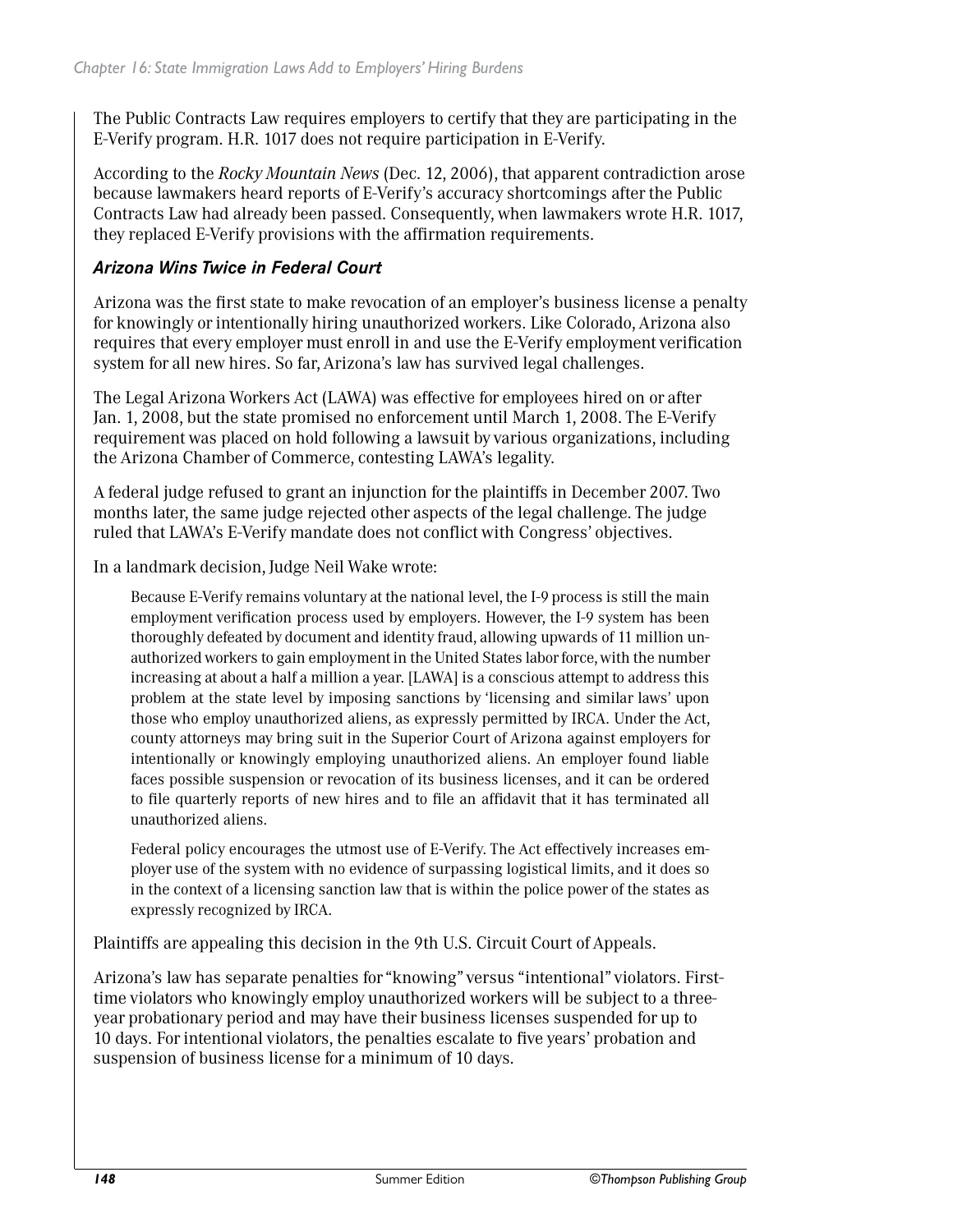The Public Contracts Law requires employers to certify that they are participating in the E-Verify program. H.R. 1017 does not require participation in E-Verify.

According to the *Rocky Mountain News* (Dec. 12, 2006), that apparent contradiction arose because lawmakers heard reports of E-Verify's accuracy shortcomings after the Public Contracts Law had already been passed. Consequently, when lawmakers wrote H.R. 1017, they replaced E-Verify provisions with the affirmation requirements.

### *Arizona Wins Twice in Federal Court*

Arizona was the first state to make revocation of an employer's business license a penalty for knowingly or intentionally hiring unauthorized workers. Like Colorado, Arizona also requires that every employer must enroll in and use the E-Verify employment verification system for all new hires. So far, Arizona's law has survived legal challenges.

The Legal Arizona Workers Act (LAWA) was effective for employees hired on or after Jan. 1, 2008, but the state promised no enforcement until March 1, 2008. The E-Verify requirement was placed on hold following a lawsuit by various organizations, including the Arizona Chamber of Commerce, contesting LAWA's legality.

A federal judge refused to grant an injunction for the plaintiffs in December 2007. Two months later, the same judge rejected other aspects of the legal challenge. The judge ruled that LAWA's E-Verify mandate does not conflict with Congress' objectives.

In a landmark decision, Judge Neil Wake wrote:

> Because E-Verify remains voluntary at the national level, the I-9 process is still the main employment verification process used by employers. However, the I-9 system has been thoroughly defeated by document and identity fraud, allowing upwards of 11 million unauthorized workers to gain employment in the United States labor force, with the number increasing at about a half a million a year. [LAWA] is a conscious attempt to address this problem at the state level by imposing sanctions by 'licensing and similar laws' upon those who employ unauthorized aliens, as expressly permitted by IRCA. Under the Act, county attorneys may bring suit in the Superior Court of Arizona against employers for intentionally or knowingly employing unauthorized aliens. An employer found liable faces possible suspension or revocation of its business licenses, and it can be ordered to file quarterly reports of new hires and to file an affidavit that it has terminated all unauthorized aliens.
>
> Federal policy encourages the utmost use of E-Verify. The Act effectively increases employer use of the system with no evidence of surpassing logistical limits, and it does so in the context of a licensing sanction law that is within the police power of the states as expressly recognized by IRCA.

Plaintiffs are appealing this decision in the 9th U.S. Circuit Court of Appeals.

Arizona's law has separate penalties for "knowing" versus "intentional" violators. First-time violators who knowingly employ unauthorized workers will be subject to a three-year probationary period and may have their business licenses suspended for up to 10 days. For intentional violators, the penalties escalate to five years' probation and suspension of business license for a minimum of 10 days.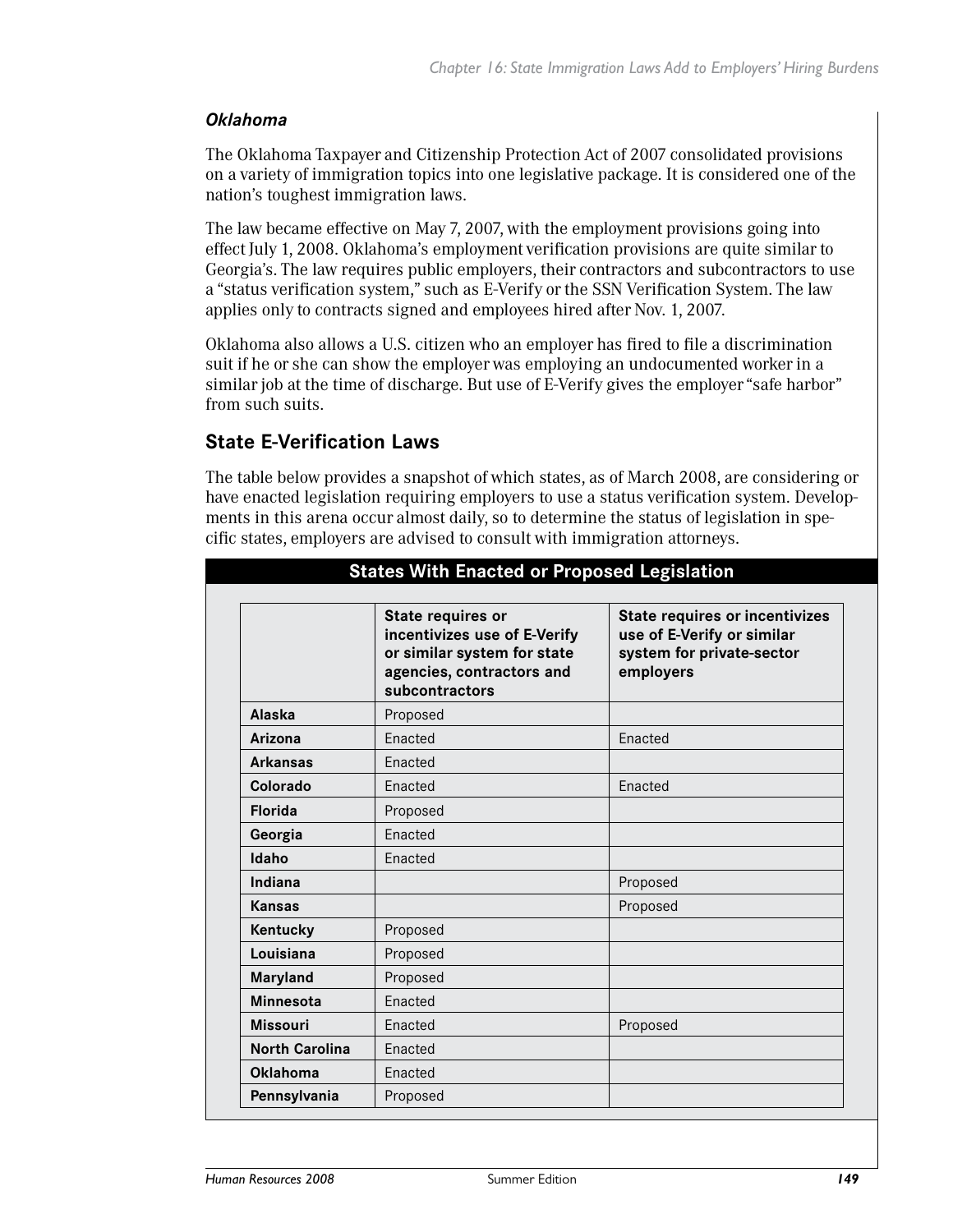### *Oklahoma*

The Oklahoma Taxpayer and Citizenship Protection Act of 2007 consolidated provisions on a variety of immigration topics into one legislative package. It is considered one of the nation's toughest immigration laws.

The law became effective on May 7, 2007, with the employment provisions going into effect July 1, 2008. Oklahoma's employment verification provisions are quite similar to Georgia's. The law requires public employers, their contractors and subcontractors to use a "status verification system," such as E-Verify or the SSN Verification System. The law applies only to contracts signed and employees hired after Nov. 1, 2007.

Oklahoma also allows a U.S. citizen who an employer has fired to file a discrimination suit if he or she can show the employer was employing an undocumented worker in a similar job at the time of discharge. But use of E-Verify gives the employer "safe harbor" from such suits.

## State E-Verification Laws

The table below provides a snapshot of which states, as of March 2008, are considering or have enacted legislation requiring employers to use a status verification system. Developments in this arena occur almost daily, so to determine the status of legislation in specific states, employers are advised to consult with immigration attorneys.

**States With Enacted or Proposed Legislation**

| | State requires or incentivizes use of E-Verify or similar system for state agencies, contractors and subcontractors | State requires or incentivizes use of E-Verify or similar system for private-sector employers |
|---|---|---|
| **Alaska** | Proposed | |
| **Arizona** | Enacted | Enacted |
| **Arkansas** | Enacted | |
| **Colorado** | Enacted | Enacted |
| **Florida** | Proposed | |
| **Georgia** | Enacted | |
| **Idaho** | Enacted | |
| **Indiana** | | Proposed |
| **Kansas** | | Proposed |
| **Kentucky** | Proposed | |
| **Louisiana** | Proposed | |
| **Maryland** | Proposed | |
| **Minnesota** | Enacted | |
| **Missouri** | Enacted | Proposed |
| **North Carolina** | Enacted | |
| **Oklahoma** | Enacted | |
| **Pennsylvania** | Proposed | |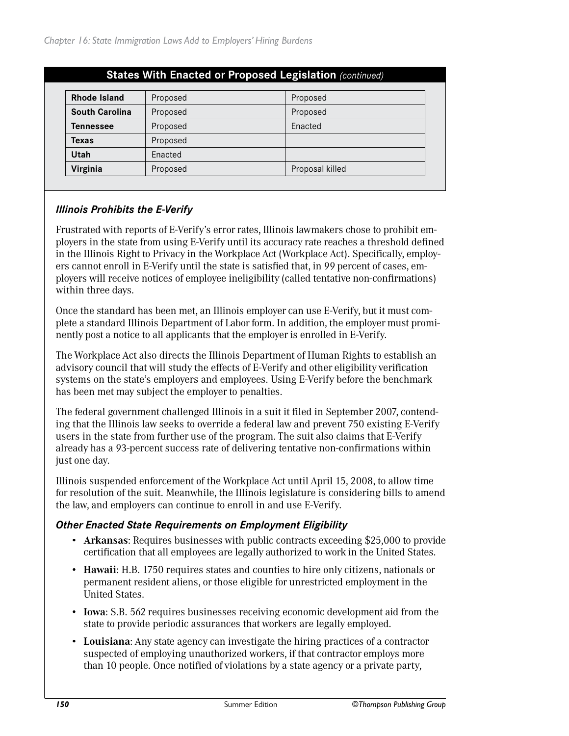**States With Enacted or Proposed Legislation** *(continued)*

| | | |
|---|---|---|
| **Rhode Island** | Proposed | Proposed |
| **South Carolina** | Proposed | Proposed |
| **Tennessee** | Proposed | Enacted |
| **Texas** | Proposed | |
| **Utah** | Enacted | |
| **Virginia** | Proposed | Proposal killed |

### *Illinois Prohibits the E-Verify*

Frustrated with reports of E-Verify's error rates, Illinois lawmakers chose to prohibit employers in the state from using E-Verify until its accuracy rate reaches a threshold defined in the Illinois Right to Privacy in the Workplace Act (Workplace Act). Specifically, employers cannot enroll in E-Verify until the state is satisfied that, in 99 percent of cases, employers will receive notices of employee ineligibility (called tentative non-confirmations) within three days.

Once the standard has been met, an Illinois employer can use E-Verify, but it must complete a standard Illinois Department of Labor form. In addition, the employer must prominently post a notice to all applicants that the employer is enrolled in E-Verify.

The Workplace Act also directs the Illinois Department of Human Rights to establish an advisory council that will study the effects of E-Verify and other eligibility verification systems on the state's employers and employees. Using E-Verify before the benchmark has been met may subject the employer to penalties.

The federal government challenged Illinois in a suit it filed in September 2007, contending that the Illinois law seeks to override a federal law and prevent 750 existing E-Verify users in the state from further use of the program. The suit also claims that E-Verify already has a 93-percent success rate of delivering tentative non-confirmations within just one day.

Illinois suspended enforcement of the Workplace Act until April 15, 2008, to allow time for resolution of the suit. Meanwhile, the Illinois legislature is considering bills to amend the law, and employers can continue to enroll in and use E-Verify.

### *Other Enacted State Requirements on Employment Eligibility*

- **Arkansas**: Requires businesses with public contracts exceeding $25,000 to provide certification that all employees are legally authorized to work in the United States.
- **Hawaii**: H.B. 1750 requires states and counties to hire only citizens, nationals or permanent resident aliens, or those eligible for unrestricted employment in the United States.
- **Iowa**: S.B. 562 requires businesses receiving economic development aid from the state to provide periodic assurances that workers are legally employed.
- **Louisiana**: Any state agency can investigate the hiring practices of a contractor suspected of employing unauthorized workers, if that contractor employs more than 10 people. Once notified of violations by a state agency or a private party,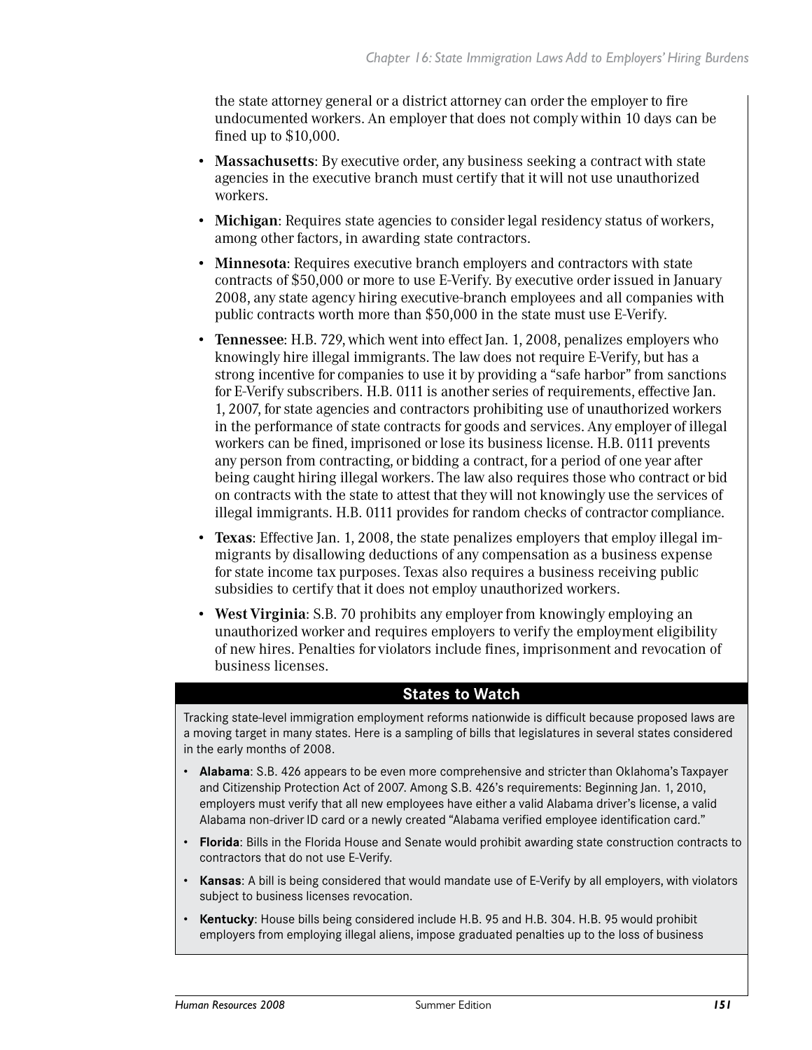the state attorney general or a district attorney can order the employer to fire undocumented workers. An employer that does not comply within 10 days can be fined up to $10,000.

- **Massachusetts**: By executive order, any business seeking a contract with state agencies in the executive branch must certify that it will not use unauthorized workers.
- **Michigan**: Requires state agencies to consider legal residency status of workers, among other factors, in awarding state contractors.
- **Minnesota**: Requires executive branch employers and contractors with state contracts of $50,000 or more to use E-Verify. By executive order issued in January 2008, any state agency hiring executive-branch employees and all companies with public contracts worth more than $50,000 in the state must use E-Verify.
- **Tennessee**: H.B. 729, which went into effect Jan. 1, 2008, penalizes employers who knowingly hire illegal immigrants. The law does not require E-Verify, but has a strong incentive for companies to use it by providing a "safe harbor" from sanctions for E-Verify subscribers. H.B. 0111 is another series of requirements, effective Jan. 1, 2007, for state agencies and contractors prohibiting use of unauthorized workers in the performance of state contracts for goods and services. Any employer of illegal workers can be fined, imprisoned or lose its business license. H.B. 0111 prevents any person from contracting, or bidding a contract, for a period of one year after being caught hiring illegal workers. The law also requires those who contract or bid on contracts with the state to attest that they will not knowingly use the services of illegal immigrants. H.B. 0111 provides for random checks of contractor compliance.
- **Texas**: Effective Jan. 1, 2008, the state penalizes employers that employ illegal immigrants by disallowing deductions of any compensation as a business expense for state income tax purposes. Texas also requires a business receiving public subsidies to certify that it does not employ unauthorized workers.
- **West Virginia**: S.B. 70 prohibits any employer from knowingly employing an unauthorized worker and requires employers to verify the employment eligibility of new hires. Penalties for violators include fines, imprisonment and revocation of business licenses.

## States to Watch

Tracking state-level immigration employment reforms nationwide is difficult because proposed laws are a moving target in many states. Here is a sampling of bills that legislatures in several states considered in the early months of 2008.

- **Alabama**: S.B. 426 appears to be even more comprehensive and stricter than Oklahoma's Taxpayer and Citizenship Protection Act of 2007. Among S.B. 426's requirements: Beginning Jan. 1, 2010, employers must verify that all new employees have either a valid Alabama driver's license, a valid Alabama non-driver ID card or a newly created "Alabama verified employee identification card."
- **Florida**: Bills in the Florida House and Senate would prohibit awarding state construction contracts to contractors that do not use E-Verify.
- **Kansas**: A bill is being considered that would mandate use of E-Verify by all employers, with violators subject to business licenses revocation.
- **Kentucky**: House bills being considered include H.B. 95 and H.B. 304. H.B. 95 would prohibit employers from employing illegal aliens, impose graduated penalties up to the loss of business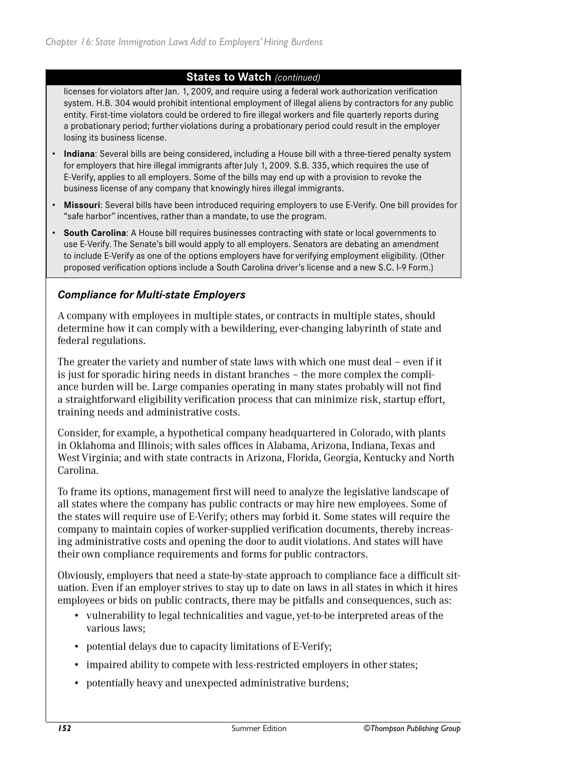**States to Watch** *(continued)*

licenses for violators after Jan. 1, 2009, and require using a federal work authorization verification system. H.B. 304 would prohibit intentional employment of illegal aliens by contractors for any public entity. First-time violators could be ordered to fire illegal workers and file quarterly reports during a probationary period; further violations during a probationary period could result in the employer losing its business license.

- **Indiana**: Several bills are being considered, including a House bill with a three-tiered penalty system for employers that hire illegal immigrants after July 1, 2009. S.B. 335, which requires the use of E-Verify, applies to all employers. Some of the bills may end up with a provision to revoke the business license of any company that knowingly hires illegal immigrants.
- **Missouri**: Several bills have been introduced requiring employers to use E-Verify. One bill provides for "safe harbor" incentives, rather than a mandate, to use the program.
- **South Carolina**: A House bill requires businesses contracting with state or local governments to use E-Verify. The Senate's bill would apply to all employers. Senators are debating an amendment to include E-Verify as one of the options employers have for verifying employment eligibility. (Other proposed verification options include a South Carolina driver's license and a new S.C. I-9 Form.)

### *Compliance for Multi-state Employers*

A company with employees in multiple states, or contracts in multiple states, should determine how it can comply with a bewildering, ever-changing labyrinth of state and federal regulations.

The greater the variety and number of state laws with which one must deal – even if it is just for sporadic hiring needs in distant branches – the more complex the compliance burden will be. Large companies operating in many states probably will not find a straightforward eligibility verification process that can minimize risk, startup effort, training needs and administrative costs.

Consider, for example, a hypothetical company headquartered in Colorado, with plants in Oklahoma and Illinois; with sales offices in Alabama, Arizona, Indiana, Texas and West Virginia; and with state contracts in Arizona, Florida, Georgia, Kentucky and North Carolina.

To frame its options, management first will need to analyze the legislative landscape of all states where the company has public contracts or may hire new employees. Some of the states will require use of E-Verify; others may forbid it. Some states will require the company to maintain copies of worker-supplied verification documents, thereby increasing administrative costs and opening the door to audit violations. And states will have their own compliance requirements and forms for public contractors.

Obviously, employers that need a state-by-state approach to compliance face a difficult situation. Even if an employer strives to stay up to date on laws in all states in which it hires employees or bids on public contracts, there may be pitfalls and consequences, such as:

- vulnerability to legal technicalities and vague, yet-to-be interpreted areas of the various laws;
- potential delays due to capacity limitations of E-Verify;
- impaired ability to compete with less-restricted employers in other states;
- potentially heavy and unexpected administrative burdens;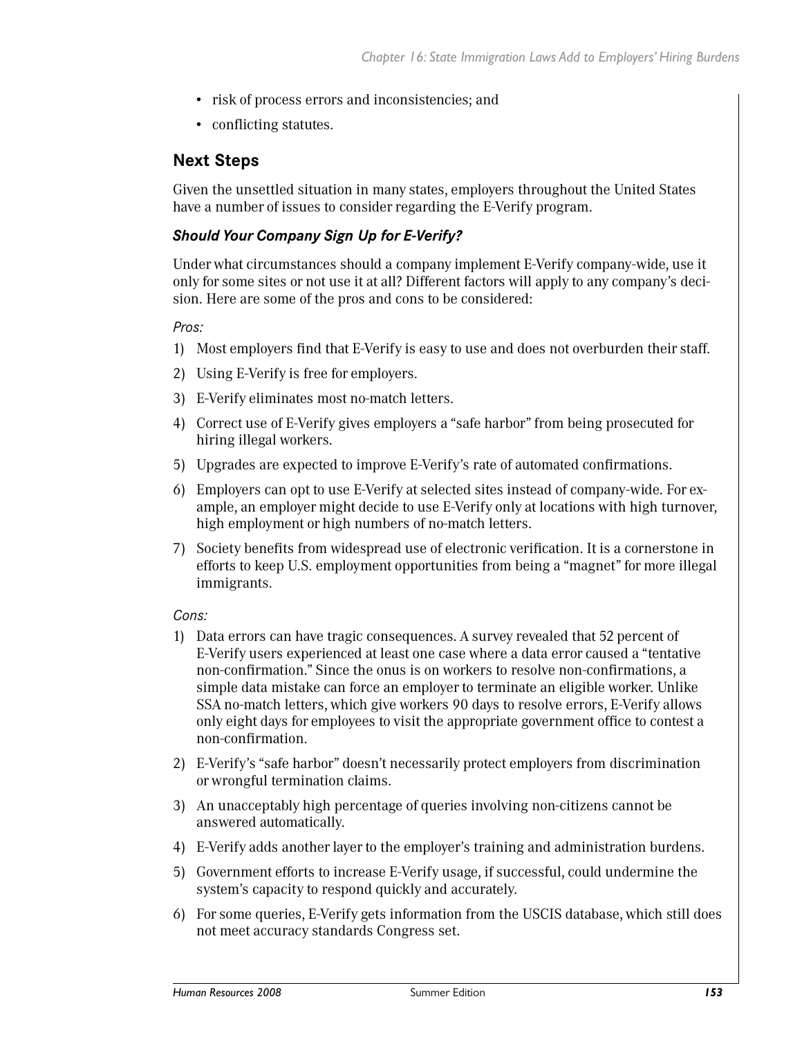- risk of process errors and inconsistencies; and
- conflicting statutes.

## Next Steps

Given the unsettled situation in many states, employers throughout the United States have a number of issues to consider regarding the E-Verify program.

### *Should Your Company Sign Up for E-Verify?*

Under what circumstances should a company implement E-Verify company-wide, use it only for some sites or not use it at all? Different factors will apply to any company's decision. Here are some of the pros and cons to be considered:

*Pros:*

1) Most employers find that E-Verify is easy to use and does not overburden their staff.
2) Using E-Verify is free for employers.
3) E-Verify eliminates most no-match letters.
4) Correct use of E-Verify gives employers a "safe harbor" from being prosecuted for hiring illegal workers.
5) Upgrades are expected to improve E-Verify's rate of automated confirmations.
6) Employers can opt to use E-Verify at selected sites instead of company-wide. For example, an employer might decide to use E-Verify only at locations with high turnover, high employment or high numbers of no-match letters.
7) Society benefits from widespread use of electronic verification. It is a cornerstone in efforts to keep U.S. employment opportunities from being a "magnet" for more illegal immigrants.

*Cons:*

1) Data errors can have tragic consequences. A survey revealed that 52 percent of E-Verify users experienced at least one case where a data error caused a "tentative non-confirmation." Since the onus is on workers to resolve non-confirmations, a simple data mistake can force an employer to terminate an eligible worker. Unlike SSA no-match letters, which give workers 90 days to resolve errors, E-Verify allows only eight days for employees to visit the appropriate government office to contest a non-confirmation.
2) E-Verify's "safe harbor" doesn't necessarily protect employers from discrimination or wrongful termination claims.
3) An unacceptably high percentage of queries involving non-citizens cannot be answered automatically.
4) E-Verify adds another layer to the employer's training and administration burdens.
5) Government efforts to increase E-Verify usage, if successful, could undermine the system's capacity to respond quickly and accurately.
6) For some queries, E-Verify gets information from the USCIS database, which still does not meet accuracy standards Congress set.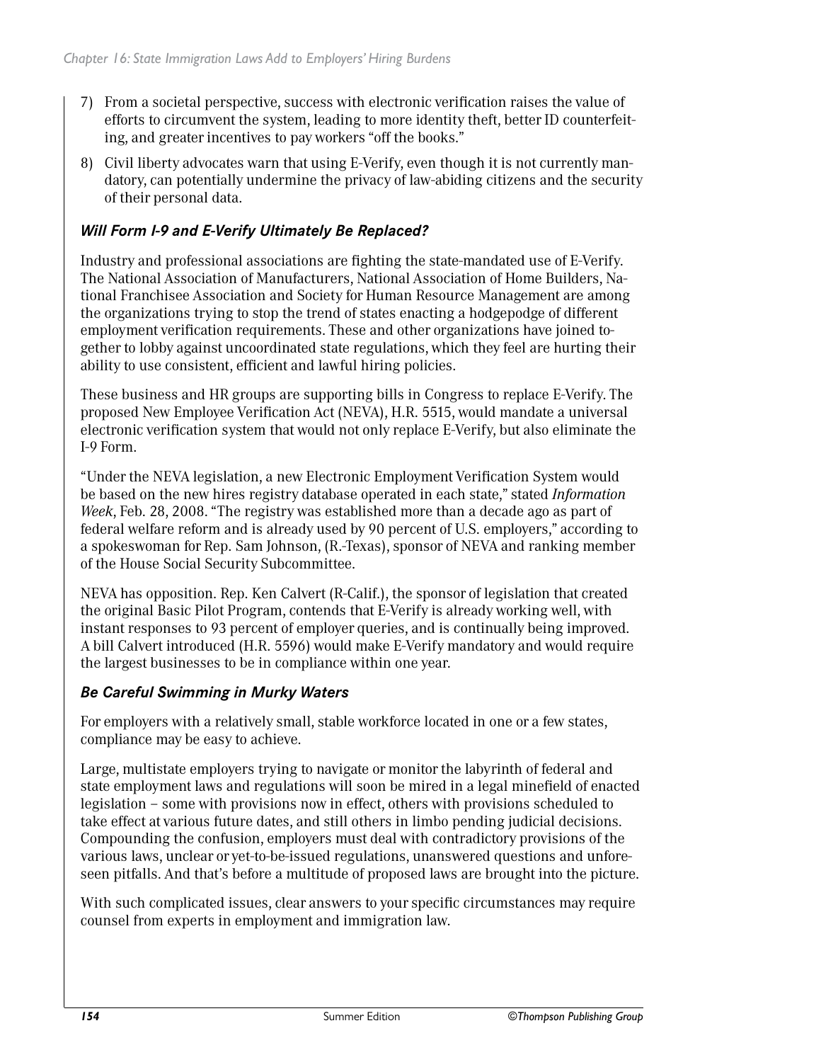7) From a societal perspective, success with electronic verification raises the value of efforts to circumvent the system, leading to more identity theft, better ID counterfeiting, and greater incentives to pay workers "off the books."

8) Civil liberty advocates warn that using E-Verify, even though it is not currently mandatory, can potentially undermine the privacy of law-abiding citizens and the security of their personal data.

### *Will Form I-9 and E-Verify Ultimately Be Replaced?*

Industry and professional associations are fighting the state-mandated use of E-Verify. The National Association of Manufacturers, National Association of Home Builders, National Franchisee Association and Society for Human Resource Management are among the organizations trying to stop the trend of states enacting a hodgepodge of different employment verification requirements. These and other organizations have joined together to lobby against uncoordinated state regulations, which they feel are hurting their ability to use consistent, efficient and lawful hiring policies.

These business and HR groups are supporting bills in Congress to replace E-Verify. The proposed New Employee Verification Act (NEVA), H.R. 5515, would mandate a universal electronic verification system that would not only replace E-Verify, but also eliminate the I-9 Form.

"Under the NEVA legislation, a new Electronic Employment Verification System would be based on the new hires registry database operated in each state," stated *Information Week*, Feb. 28, 2008. "The registry was established more than a decade ago as part of federal welfare reform and is already used by 90 percent of U.S. employers," according to a spokeswoman for Rep. Sam Johnson, (R.-Texas), sponsor of NEVA and ranking member of the House Social Security Subcommittee.

NEVA has opposition. Rep. Ken Calvert (R-Calif.), the sponsor of legislation that created the original Basic Pilot Program, contends that E-Verify is already working well, with instant responses to 93 percent of employer queries, and is continually being improved. A bill Calvert introduced (H.R. 5596) would make E-Verify mandatory and would require the largest businesses to be in compliance within one year.

### *Be Careful Swimming in Murky Waters*

For employers with a relatively small, stable workforce located in one or a few states, compliance may be easy to achieve.

Large, multistate employers trying to navigate or monitor the labyrinth of federal and state employment laws and regulations will soon be mired in a legal minefield of enacted legislation – some with provisions now in effect, others with provisions scheduled to take effect at various future dates, and still others in limbo pending judicial decisions. Compounding the confusion, employers must deal with contradictory provisions of the various laws, unclear or yet-to-be-issued regulations, unanswered questions and unforeseen pitfalls. And that's before a multitude of proposed laws are brought into the picture.

With such complicated issues, clear answers to your specific circumstances may require counsel from experts in employment and immigration law.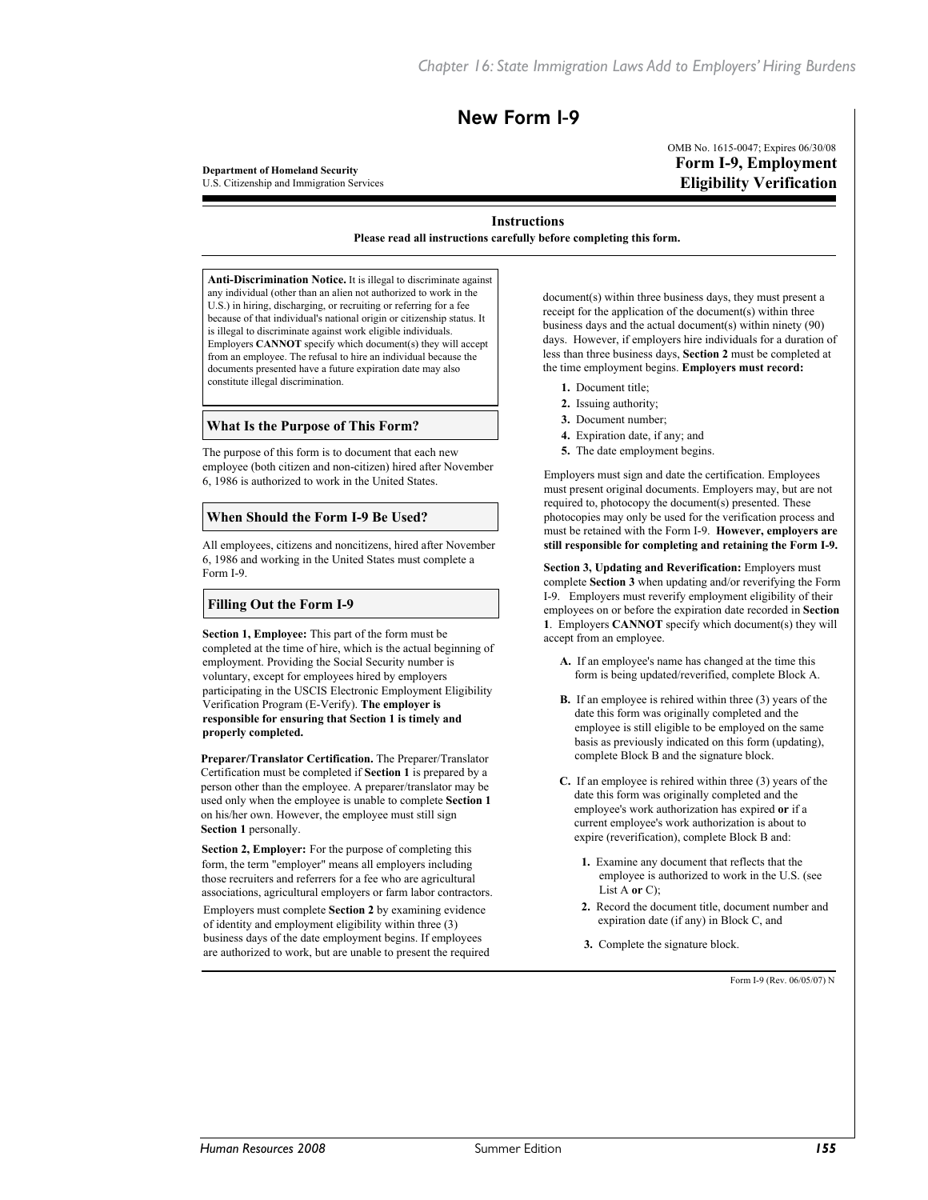# New Form I-9

**Department of Homeland Security**
U.S. Citizenship and Immigration Services

OMB No. 1615-0047; Expires 06/30/08
**Form I-9, Employment Eligibility Verification**

### Instructions

**Please read all instructions carefully before completing this form.**

**Anti-Discrimination Notice.** It is illegal to discriminate against any individual (other than an alien not authorized to work in the U.S.) in hiring, discharging, or recruiting or referring for a fee because of that individual's national origin or citizenship status. It is illegal to discriminate against work eligible individuals. Employers **CANNOT** specify which document(s) they will accept from an employee. The refusal to hire an individual because the documents presented have a future expiration date may also constitute illegal discrimination.

### What Is the Purpose of This Form?

The purpose of this form is to document that each new employee (both citizen and non-citizen) hired after November 6, 1986 is authorized to work in the United States.

### When Should the Form I-9 Be Used?

All employees, citizens and noncitizens, hired after November 6, 1986 and working in the United States must complete a Form I-9.

### Filling Out the Form I-9

**Section 1, Employee:** This part of the form must be completed at the time of hire, which is the actual beginning of employment. Providing the Social Security number is voluntary, except for employees hired by employers participating in the USCIS Electronic Employment Eligibility Verification Program (E-Verify). **The employer is responsible for ensuring that Section 1 is timely and properly completed.**

**Preparer/Translator Certification.** The Preparer/Translator Certification must be completed if **Section 1** is prepared by a person other than the employee. A preparer/translator may be used only when the employee is unable to complete **Section 1** on his/her own. However, the employee must still sign **Section 1** personally.

**Section 2, Employer:** For the purpose of completing this form, the term "employer" means all employers including those recruiters and referrers for a fee who are agricultural associations, agricultural employers or farm labor contractors.

Employers must complete **Section 2** by examining evidence of identity and employment eligibility within three (3) business days of the date employment begins. If employees are authorized to work, but are unable to present the required document(s) within three business days, they must present a receipt for the application of the document(s) within three business days and the actual document(s) within ninety (90) days. However, if employers hire individuals for a duration of less than three business days, **Section 2** must be completed at the time employment begins. **Employers must record:**

1. Document title;
2. Issuing authority;
3. Document number;
4. Expiration date, if any; and
5. The date employment begins.

Employers must sign and date the certification. Employees must present original documents. Employers may, but are not required to, photocopy the document(s) presented. These photocopies may only be used for the verification process and must be retained with the Form I-9. **However, employers are still responsible for completing and retaining the Form I-9.**

**Section 3, Updating and Reverification:** Employers must complete **Section 3** when updating and/or reverifying the Form I-9. Employers must reverify employment eligibility of their employees on or before the expiration date recorded in **Section 1**. Employers **CANNOT** specify which document(s) they will accept from an employee.

- **A.** If an employee's name has changed at the time this form is being updated/reverified, complete Block A.
- **B.** If an employee is rehired within three (3) years of the date this form was originally completed and the employee is still eligible to be employed on the same basis as previously indicated on this form (updating), complete Block B and the signature block.
- **C.** If an employee is rehired within three (3) years of the date this form was originally completed and the employee's work authorization has expired **or** if a current employee's work authorization is about to expire (reverification), complete Block B and:
  1. Examine any document that reflects that the employee is authorized to work in the U.S. (see List A **or** C);
  2. Record the document title, document number and expiration date (if any) in Block C, and
  3. Complete the signature block.

Form I-9 (Rev. 06/05/07) N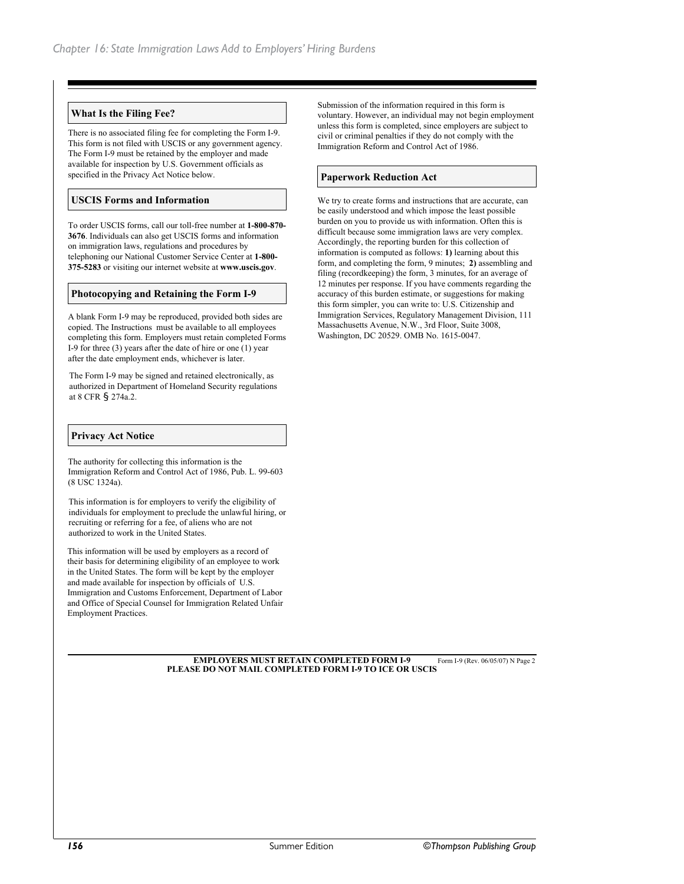## What Is the Filing Fee?

There is no associated filing fee for completing the Form I-9. This form is not filed with USCIS or any government agency. The Form I-9 must be retained by the employer and made available for inspection by U.S. Government officials as specified in the Privacy Act Notice below.

## USCIS Forms and Information

To order USCIS forms, call our toll-free number at **1-800-870-3676**. Individuals can also get USCIS forms and information on immigration laws, regulations and procedures by telephoning our National Customer Service Center at **1-800-375-5283** or visiting our internet website at **www.uscis.gov**.

## Photocopying and Retaining the Form I-9

A blank Form I-9 may be reproduced, provided both sides are copied. The Instructions must be available to all employees completing this form. Employers must retain completed Forms I-9 for three (3) years after the date of hire or one (1) year after the date employment ends, whichever is later.

The Form I-9 may be signed and retained electronically, as authorized in Department of Homeland Security regulations at 8 CFR § 274a.2.

## Privacy Act Notice

The authority for collecting this information is the Immigration Reform and Control Act of 1986, Pub. L. 99-603 (8 USC 1324a).

This information is for employers to verify the eligibility of individuals for employment to preclude the unlawful hiring, or recruiting or referring for a fee, of aliens who are not authorized to work in the United States.

This information will be used by employers as a record of their basis for determining eligibility of an employee to work in the United States. The form will be kept by the employer and made available for inspection by officials of U.S. Immigration and Customs Enforcement, Department of Labor and Office of Special Counsel for Immigration Related Unfair Employment Practices.

Submission of the information required in this form is voluntary. However, an individual may not begin employment unless this form is completed, since employers are subject to civil or criminal penalties if they do not comply with the Immigration Reform and Control Act of 1986.

## Paperwork Reduction Act

We try to create forms and instructions that are accurate, can be easily understood and which impose the least possible burden on you to provide us with information. Often this is difficult because some immigration laws are very complex. Accordingly, the reporting burden for this collection of information is computed as follows: **1)** learning about this form, and completing the form, 9 minutes; **2)** assembling and filing (recordkeeping) the form, 3 minutes, for an average of 12 minutes per response. If you have comments regarding the accuracy of this burden estimate, or suggestions for making this form simpler, you can write to: U.S. Citizenship and Immigration Services, Regulatory Management Division, 111 Massachusetts Avenue, N.W., 3rd Floor, Suite 3008, Washington, DC 20529. OMB No. 1615-0047.

**EMPLOYERS MUST RETAIN COMPLETED FORM I-9**
**PLEASE DO NOT MAIL COMPLETED FORM I-9 TO ICE OR USCIS**

Form I-9 (Rev. 06/05/07) N Page 2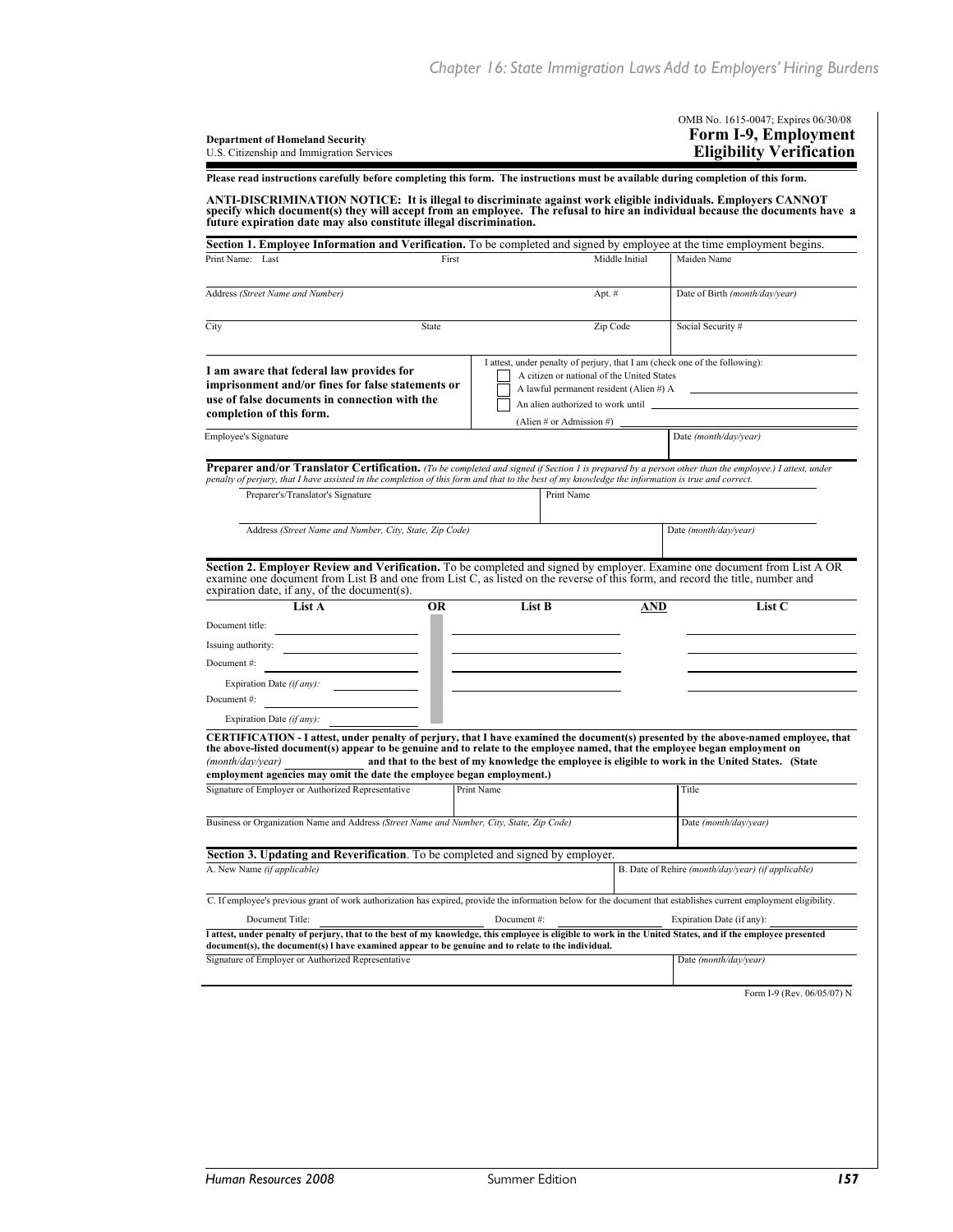OMB No. 1615-0047; Expires 06/30/08

**Department of Homeland Security**
U.S. Citizenship and Immigration Services

# Form I-9, Employment Eligibility Verification

**Please read instructions carefully before completing this form. The instructions must be available during completion of this form.**

**ANTI-DISCRIMINATION NOTICE: It is illegal to discriminate against work eligible individuals. Employers CANNOT specify which document(s) they will accept from an employee. The refusal to hire an individual because the documents have a future expiration date may also constitute illegal discrimination.**

**Section 1. Employee Information and Verification.** To be completed and signed by employee at the time employment begins.

| Print Name: Last | First | Middle Initial | Maiden Name |
|---|---|---|---|
| Address *(Street Name and Number)* | | Apt. # | Date of Birth *(month/day/year)* |
| City | State | Zip Code | Social Security # |

**I am aware that federal law provides for imprisonment and/or fines for false statements or use of false documents in connection with the completion of this form.**

I attest, under penalty of perjury, that I am (check one of the following):
- ☐ A citizen or national of the United States
- ☐ A lawful permanent resident (Alien #) A ________
- ☐ An alien authorized to work until ________
  (Alien # or Admission #) ________

Employee's Signature | Date *(month/day/year)*

**Preparer and/or Translator Certification.** *(To be completed and signed if Section 1 is prepared by a person other than the employee.) I attest, under penalty of perjury, that I have assisted in the completion of this form and that to the best of my knowledge the information is true and correct.*

Preparer's/Translator's Signature | Print Name

Address *(Street Name and Number, City, State, Zip Code)* | Date *(month/day/year)*

**Section 2. Employer Review and Verification.** To be completed and signed by employer. Examine one document from List A OR examine one document from List B and one from List C, as listed on the reverse of this form, and record the title, number and expiration date, if any, of the document(s).

| | List A | OR | List B | AND | List C |
|---|---|---|---|---|---|
| Document title: | | | | | |
| Issuing authority: | | | | | |
| Document #: | | | | | |
| Expiration Date *(if any)*: | | | | | |
| Document #: | | | | | |
| Expiration Date *(if any)*: | | | | | |

**CERTIFICATION - I attest, under penalty of perjury, that I have examined the document(s) presented by the above-named employee, that the above-listed document(s) appear to be genuine and to relate to the employee named, that the employee began employment on** *(month/day/year)* ________ **and that to the best of my knowledge the employee is eligible to work in the United States. (State employment agencies may omit the date the employee began employment.)**

| Signature of Employer or Authorized Representative | Print Name | Title |
|---|---|---|
| Business or Organization Name and Address *(Street Name and Number, City, State, Zip Code)* | | Date *(month/day/year)* |

**Section 3. Updating and Reverification**. To be completed and signed by employer.

A. New Name *(if applicable)* | B. Date of Rehire *(month/day/year) (if applicable)*

C. If employee's previous grant of work authorization has expired, provide the information below for the document that establishes current employment eligibility.

Document Title: ________ Document #: ________ Expiration Date (if any): ________

**I attest, under penalty of perjury, that to the best of my knowledge, this employee is eligible to work in the United States, and if the employee presented document(s), the document(s) I have examined appear to be genuine and to relate to the individual.**

Signature of Employer or Authorized Representative | Date *(month/day/year)*

Form I-9 (Rev. 06/05/07) N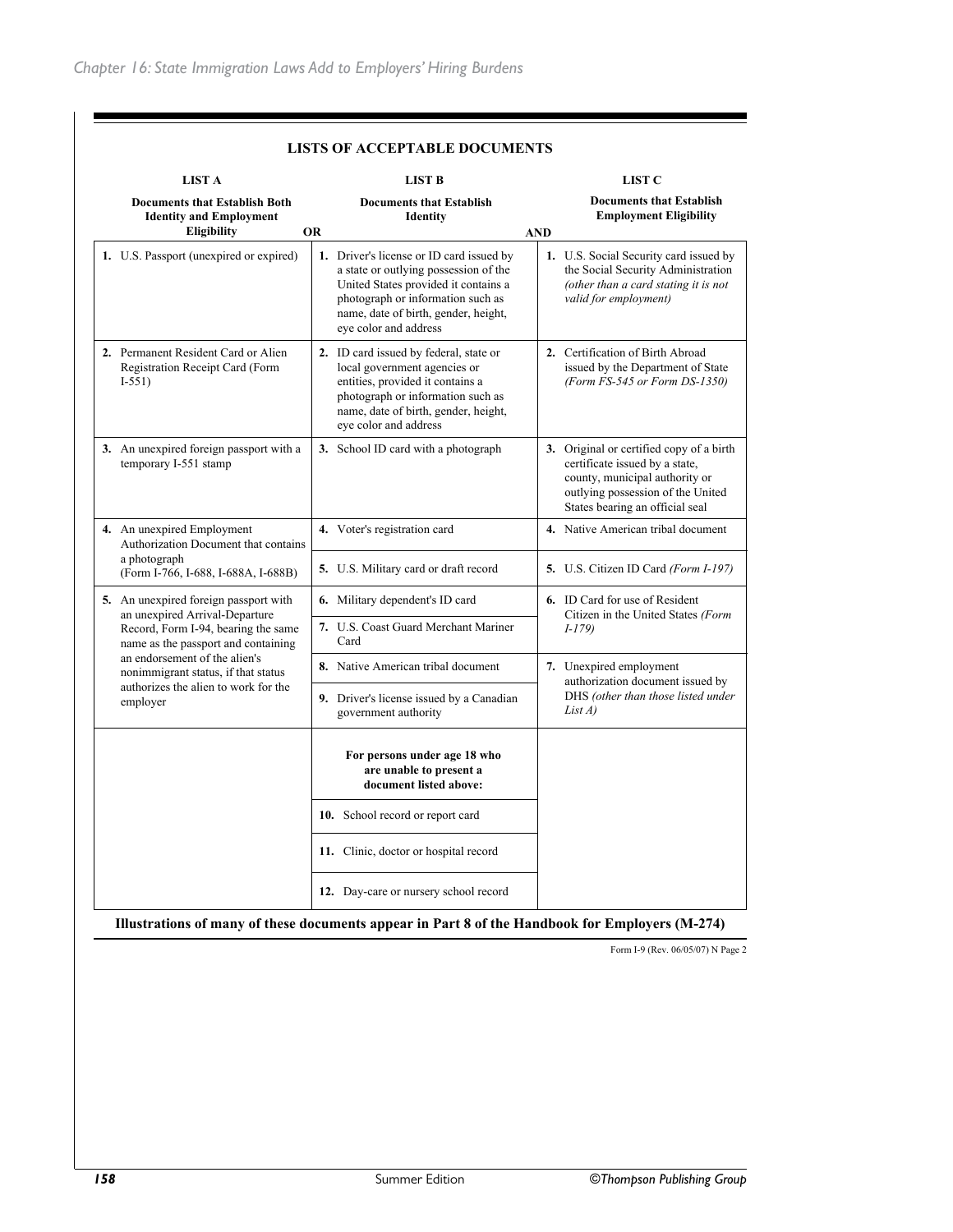## LISTS OF ACCEPTABLE DOCUMENTS

| LIST A<br>**Documents that Establish Both Identity and Employment Eligibility** | OR | LIST B<br>**Documents that Establish Identity** | AND | LIST C<br>**Documents that Establish Employment Eligibility** |
|---|---|---|---|---|
| **1.** U.S. Passport (unexpired or expired) | | **1.** Driver's license or ID card issued by a state or outlying possession of the United States provided it contains a photograph or information such as name, date of birth, gender, height, eye color and address | | **1.** U.S. Social Security card issued by the Social Security Administration *(other than a card stating it is not valid for employment)* |
| **2.** Permanent Resident Card or Alien Registration Receipt Card (Form I-551) | | **2.** ID card issued by federal, state or local government agencies or entities, provided it contains a photograph or information such as name, date of birth, gender, height, eye color and address | | **2.** Certification of Birth Abroad issued by the Department of State *(Form FS-545 or Form DS-1350)* |
| **3.** An unexpired foreign passport with a temporary I-551 stamp | | **3.** School ID card with a photograph | | **3.** Original or certified copy of a birth certificate issued by a state, county, municipal authority or outlying possession of the United States bearing an official seal |
| **4.** An unexpired Employment Authorization Document that contains a photograph (Form I-766, I-688, I-688A, I-688B) | | **4.** Voter's registration card | | **4.** Native American tribal document |
| | | **5.** U.S. Military card or draft record | | **5.** U.S. Citizen ID Card *(Form I-197)* |
| **5.** An unexpired foreign passport with an unexpired Arrival-Departure Record, Form I-94, bearing the same name as the passport and containing an endorsement of the alien's nonimmigrant status, if that status authorizes the alien to work for the employer | | **6.** Military dependent's ID card | | **6.** ID Card for use of Resident Citizen in the United States *(Form I-179)* |
| | | **7.** U.S. Coast Guard Merchant Mariner Card | | |
| | | **8.** Native American tribal document | | **7.** Unexpired employment authorization document issued by DHS *(other than those listed under List A)* |
| | | **9.** Driver's license issued by a Canadian government authority | | |
| | | **For persons under age 18 who are unable to present a document listed above:** | | |
| | | **10.** School record or report card | | |
| | | **11.** Clinic, doctor or hospital record | | |
| | | **12.** Day-care or nursery school record | | |

**Illustrations of many of these documents appear in Part 8 of the Handbook for Employers (M-274)**

Form I-9 (Rev. 06/05/07) N Page 2